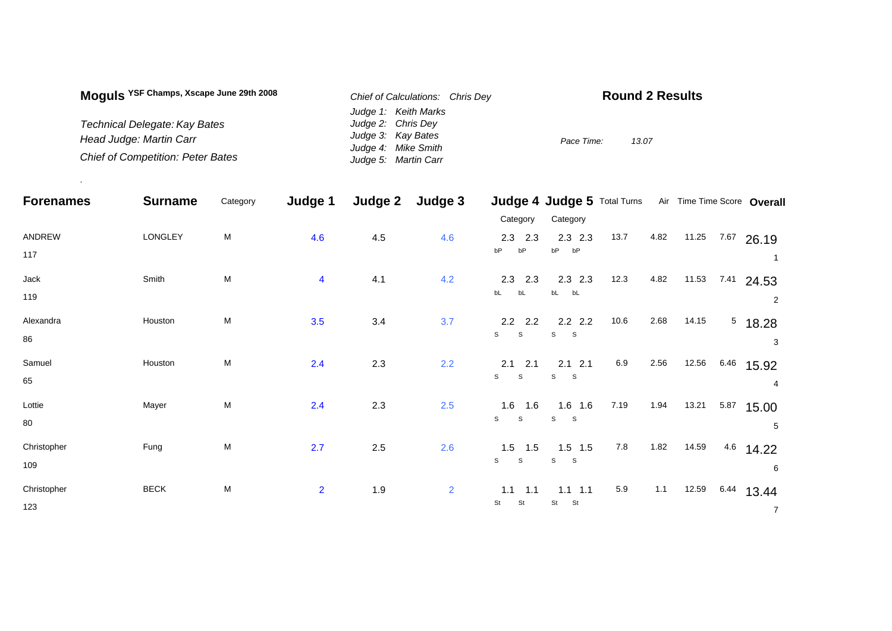# Moguls YSF Champs, Xscape June 29th 2008

*Technical Delegate: Kay Bates*
*Head Judge: Martin Carr*
*Chief of Competition: Peter Bates*

*Chief of Calculations: Chris Dey*
*Judge 1: Keith Marks*
*Judge 2: Chris Dey*
*Judge 3: Kay Bates*
*Judge 4: Mike Smith*
*Judge 5: Martin Carr*

## Round 2 Results

*Pace Time: 13.07*

| Forenames | Surname | Category | Judge 1 | Judge 2 | Judge 3 | Judge 4 Category | | Judge 5 Category | | Total Turns | Air | Time | Time Score | Overall |
|---|---|---|---|---|---|---|---|---|---|---|---|---|---|---|
| ANDREW 117 | LONGLEY | M | 4.6 | 4.5 | 4.6 | 2.3 bP | 2.3 bP | 2.3 bP | 2.3 bP | 13.7 | 4.82 | 11.25 | 7.67 | 26.19 1 |
| Jack 119 | Smith | M | 4 | 4.1 | 4.2 | 2.3 bL | 2.3 bL | 2.3 bL | 2.3 bL | 12.3 | 4.82 | 11.53 | 7.41 | 24.53 2 |
| Alexandra 86 | Houston | M | 3.5 | 3.4 | 3.7 | 2.2 S | 2.2 S | 2.2 S | 2.2 S | 10.6 | 2.68 | 14.15 | 5 | 18.28 3 |
| Samuel 65 | Houston | M | 2.4 | 2.3 | 2.2 | 2.1 S | 2.1 S | 2.1 S | 2.1 S | 6.9 | 2.56 | 12.56 | 6.46 | 15.92 4 |
| Lottie 80 | Mayer | M | 2.4 | 2.3 | 2.5 | 1.6 S | 1.6 S | 1.6 S | 1.6 S | 7.19 | 1.94 | 13.21 | 5.87 | 15.00 5 |
| Christopher 109 | Fung | M | 2.7 | 2.5 | 2.6 | 1.5 S | 1.5 S | 1.5 S | 1.5 S | 7.8 | 1.82 | 14.59 | 4.6 | 14.22 6 |
| Christopher 123 | BECK | M | 2 | 1.9 | 2 | 1.1 St | 1.1 St | 1.1 St | 1.1 St | 5.9 | 1.1 | 12.59 | 6.44 | 13.44 7 |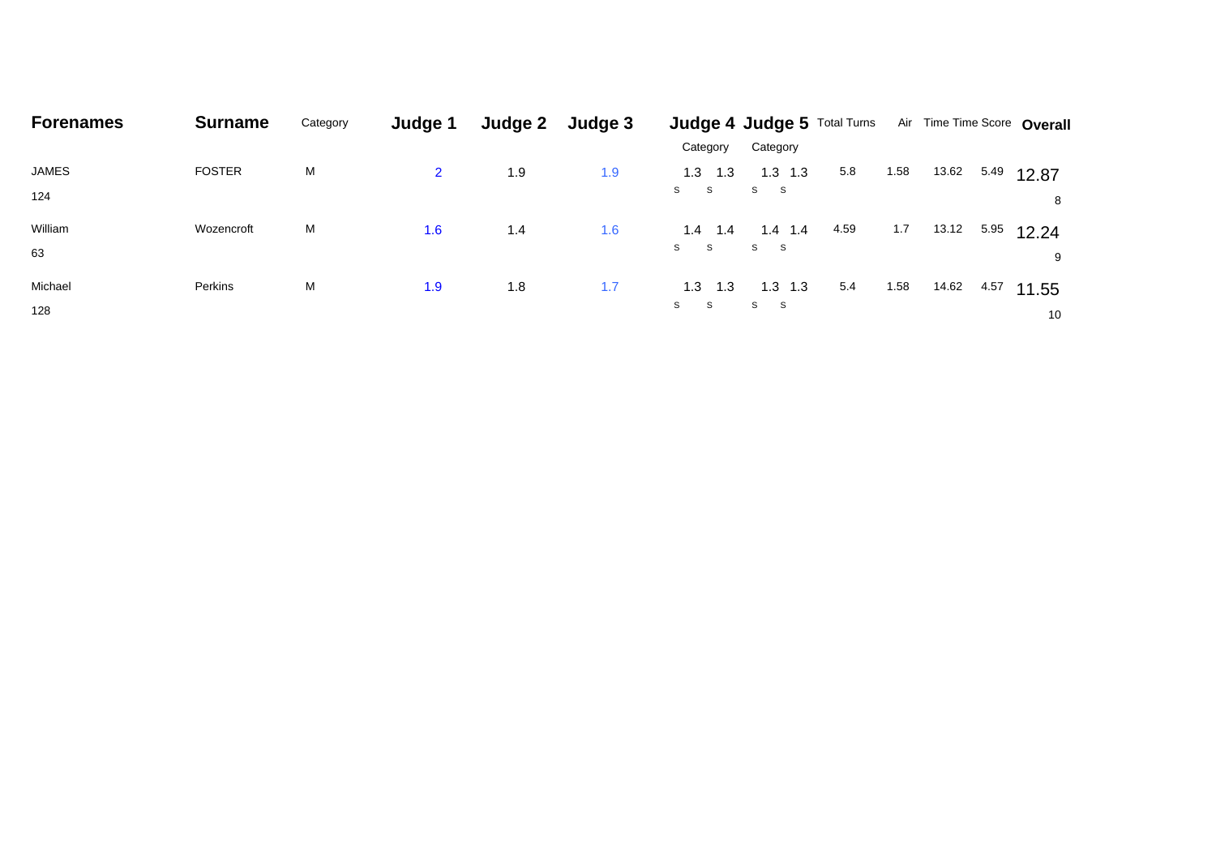| Forenames | Surname | Category | Judge 1 | Judge 2 | Judge 3 | Judge 4 Category | | Judge 5 Category | | Total Turns | Air | Time | Time Score | Overall |
|---|---|---|---|---|---|---|---|---|---|---|---|---|---|---|
| JAMES 124 | FOSTER | M | 2 | 1.9 | 1.9 | 1.3 S | 1.3 S | 1.3 S | 1.3 S | 5.8 | 1.58 | 13.62 | 5.49 | 12.87 8 |
| William 63 | Wozencroft | M | 1.6 | 1.4 | 1.6 | 1.4 S | 1.4 S | 1.4 S | 1.4 S | 4.59 | 1.7 | 13.12 | 5.95 | 12.24 9 |
| Michael 128 | Perkins | M | 1.9 | 1.8 | 1.7 | 1.3 S | 1.3 S | 1.3 S | 1.3 S | 5.4 | 1.58 | 14.62 | 4.57 | 11.55 10 |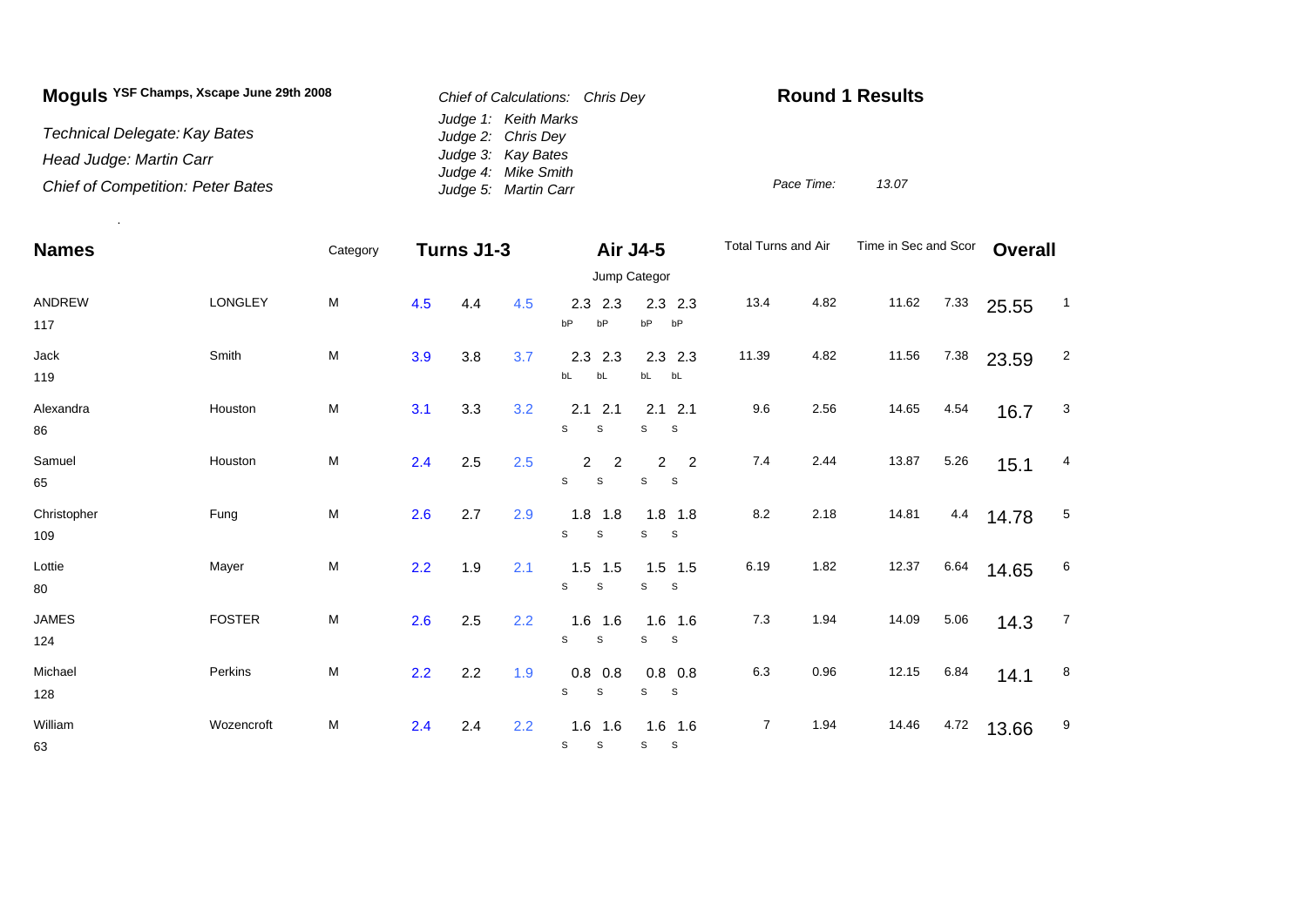# Moguls YSF Champs, Xscape June 29th 2008

*Technical Delegate: Kay Bates*
*Head Judge: Martin Carr*
*Chief of Competition: Peter Bates*

*Chief of Calculations: Chris Dey*
*Judge 1: Keith Marks*
*Judge 2: Chris Dey*
*Judge 3: Kay Bates*
*Judge 4: Mike Smith*
*Judge 5: Martin Carr*

**Round 1 Results**

*Pace Time:* *13.07*

| Names | | Category | Turns J1-3 | | | Air J4-5 (Jump Categor) | | | | Total Turns and Air | | Time in Sec and Scor | | Overall | |
|---|---|---|---|---|---|---|---|---|---|---|---|---|---|---|---|
| ANDREW 117 | LONGLEY | M | 4.5 | 4.4 | 4.5 | 2.3 bP | 2.3 bP | 2.3 bP | 2.3 bP | 13.4 | 4.82 | 11.62 | 7.33 | 25.55 | 1 |
| Jack 119 | Smith | M | 3.9 | 3.8 | 3.7 | 2.3 bL | 2.3 bL | 2.3 bL | 2.3 bL | 11.39 | 4.82 | 11.56 | 7.38 | 23.59 | 2 |
| Alexandra 86 | Houston | M | 3.1 | 3.3 | 3.2 | 2.1 S | 2.1 S | 2.1 S | 2.1 S | 9.6 | 2.56 | 14.65 | 4.54 | 16.7 | 3 |
| Samuel 65 | Houston | M | 2.4 | 2.5 | 2.5 | 2 S | 2 S | 2 S | 2 S | 7.4 | 2.44 | 13.87 | 5.26 | 15.1 | 4 |
| Christopher 109 | Fung | M | 2.6 | 2.7 | 2.9 | 1.8 S | 1.8 S | 1.8 S | 1.8 S | 8.2 | 2.18 | 14.81 | 4.4 | 14.78 | 5 |
| Lottie 80 | Mayer | M | 2.2 | 1.9 | 2.1 | 1.5 S | 1.5 S | 1.5 S | 1.5 S | 6.19 | 1.82 | 12.37 | 6.64 | 14.65 | 6 |
| JAMES 124 | FOSTER | M | 2.6 | 2.5 | 2.2 | 1.6 S | 1.6 S | 1.6 S | 1.6 S | 7.3 | 1.94 | 14.09 | 5.06 | 14.3 | 7 |
| Michael 128 | Perkins | M | 2.2 | 2.2 | 1.9 | 0.8 S | 0.8 S | 0.8 S | 0.8 S | 6.3 | 0.96 | 12.15 | 6.84 | 14.1 | 8 |
| William 63 | Wozencroft | M | 2.4 | 2.4 | 2.2 | 1.6 S | 1.6 S | 1.6 S | 1.6 S | 7 | 1.94 | 14.46 | 4.72 | 13.66 | 9 |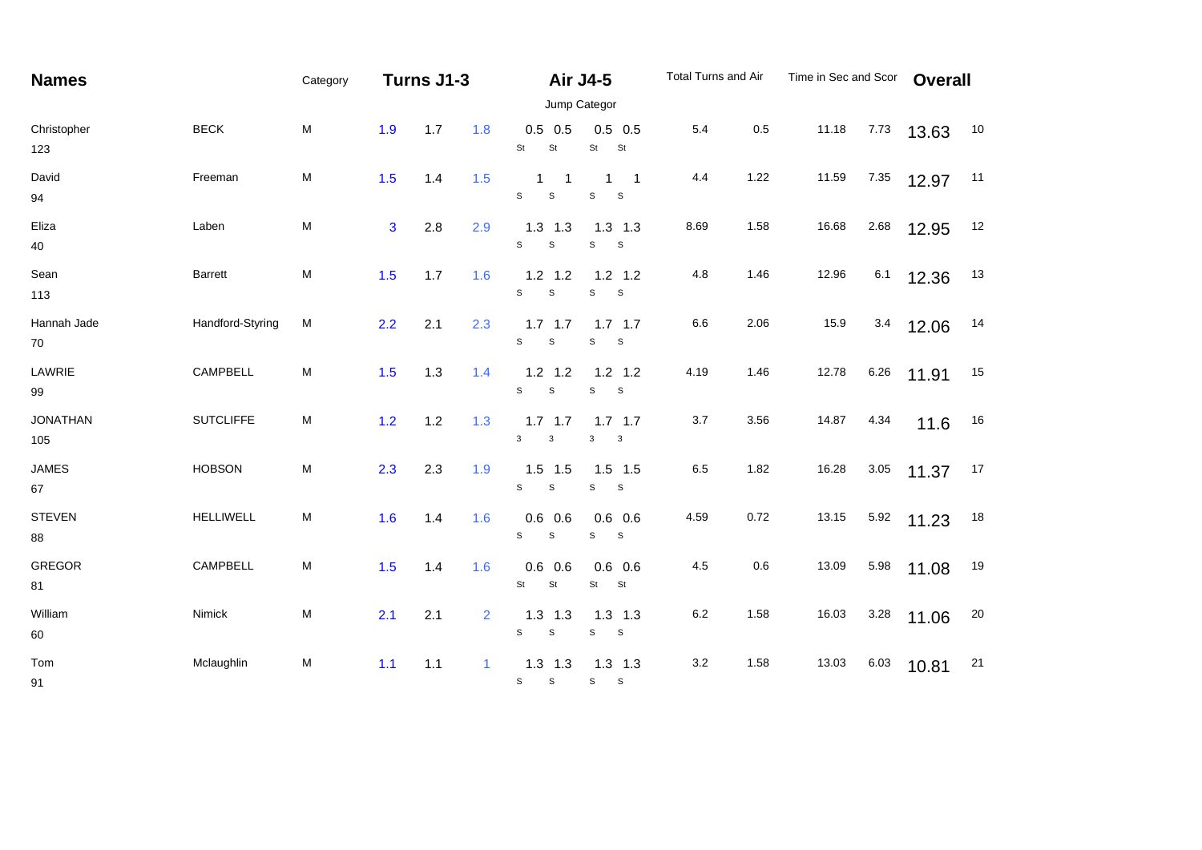| Names | | Category | Turns J1-3 | | | Air J4-5 | | | | Total Turns and Air | | Time in Sec and Scor | | Overall | |
|---|---|---|---|---|---|---|---|---|---|---|---|---|---|---|---|
| | | | | | | Jump Categor | | | | | | | | | |
| Christopher 123 | BECK | M | 1.9 | 1.7 | 1.8 | 0.5 St | 0.5 St | 0.5 St | 0.5 St | 5.4 | 0.5 | 11.18 | 7.73 | 13.63 | 10 |
| David 94 | Freeman | M | 1.5 | 1.4 | 1.5 | 1 S | 1 S | 1 S | 1 S | 4.4 | 1.22 | 11.59 | 7.35 | 12.97 | 11 |
| Eliza 40 | Laben | M | 3 | 2.8 | 2.9 | 1.3 S | 1.3 S | 1.3 S | 1.3 S | 8.69 | 1.58 | 16.68 | 2.68 | 12.95 | 12 |
| Sean 113 | Barrett | M | 1.5 | 1.7 | 1.6 | 1.2 S | 1.2 S | 1.2 S | 1.2 S | 4.8 | 1.46 | 12.96 | 6.1 | 12.36 | 13 |
| Hannah Jade 70 | Handford-Styring | M | 2.2 | 2.1 | 2.3 | 1.7 S | 1.7 S | 1.7 S | 1.7 S | 6.6 | 2.06 | 15.9 | 3.4 | 12.06 | 14 |
| LAWRIE 99 | CAMPBELL | M | 1.5 | 1.3 | 1.4 | 1.2 S | 1.2 S | 1.2 S | 1.2 S | 4.19 | 1.46 | 12.78 | 6.26 | 11.91 | 15 |
| JONATHAN 105 | SUTCLIFFE | M | 1.2 | 1.2 | 1.3 | 1.7 3 | 1.7 3 | 1.7 3 | 1.7 3 | 3.7 | 3.56 | 14.87 | 4.34 | 11.6 | 16 |
| JAMES 67 | HOBSON | M | 2.3 | 2.3 | 1.9 | 1.5 S | 1.5 S | 1.5 S | 1.5 S | 6.5 | 1.82 | 16.28 | 3.05 | 11.37 | 17 |
| STEVEN 88 | HELLIWELL | M | 1.6 | 1.4 | 1.6 | 0.6 S | 0.6 S | 0.6 S | 0.6 S | 4.59 | 0.72 | 13.15 | 5.92 | 11.23 | 18 |
| GREGOR 81 | CAMPBELL | M | 1.5 | 1.4 | 1.6 | 0.6 St | 0.6 St | 0.6 St | 0.6 St | 4.5 | 0.6 | 13.09 | 5.98 | 11.08 | 19 |
| William 60 | Nimick | M | 2.1 | 2.1 | 2 | 1.3 S | 1.3 S | 1.3 S | 1.3 S | 6.2 | 1.58 | 16.03 | 3.28 | 11.06 | 20 |
| Tom 91 | Mclaughlin | M | 1.1 | 1.1 | 1 | 1.3 S | 1.3 S | 1.3 S | 1.3 S | 3.2 | 1.58 | 13.03 | 6.03 | 10.81 | 21 |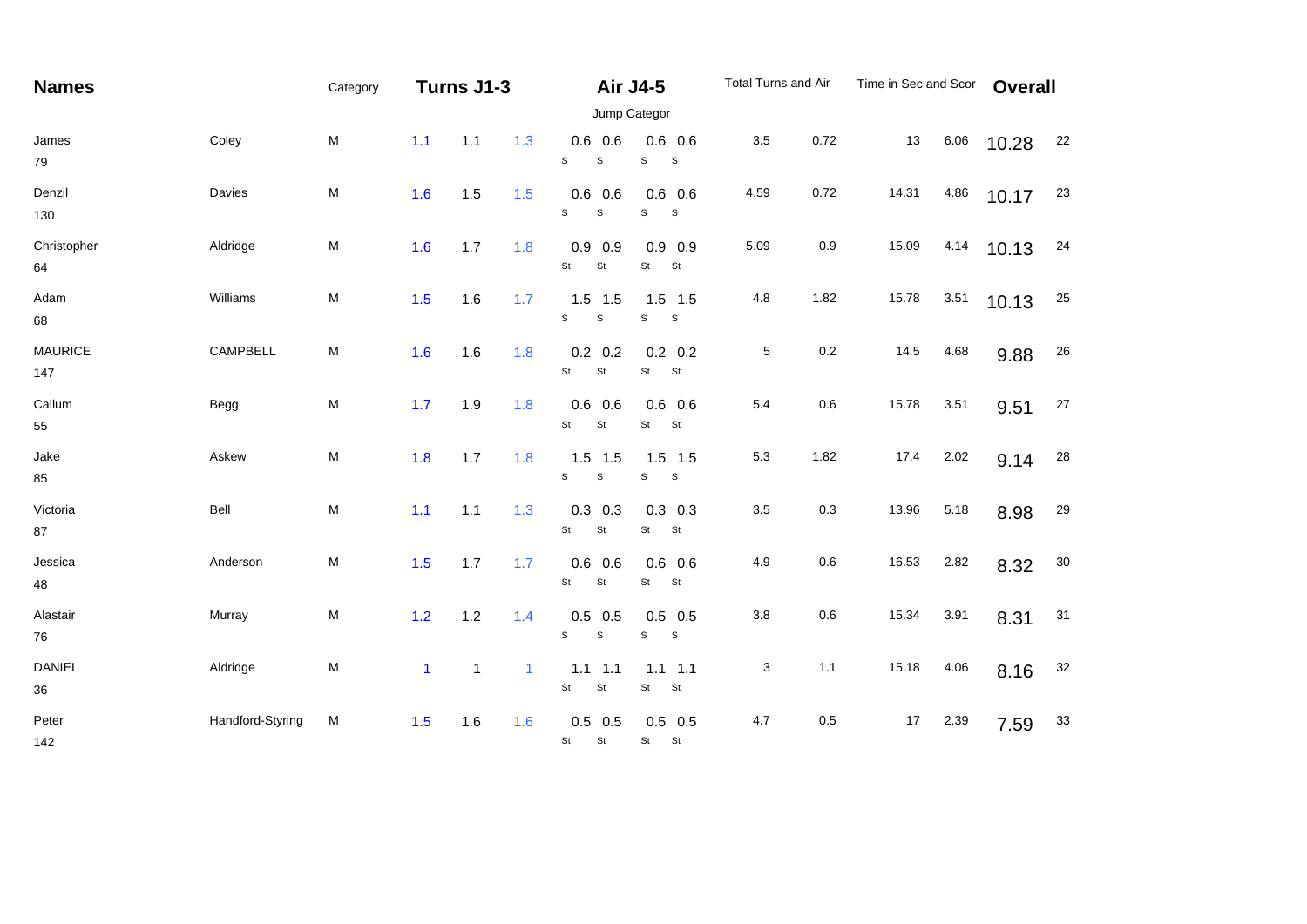| Names | | Category | Turns J1-3 | | | Air J4-5 | | | | Total Turns and Air | | Time in Sec and Scor | | Overall | |
|---|---|---|---|---|---|---|---|---|---|---|---|---|---|---|---|
| | | | | | | Jump Categor | | | | | | | | | |
| James 79 | Coley | M | 1.1 | 1.1 | 1.3 | 0.6 S | 0.6 S | 0.6 S | 0.6 S | 3.5 | 0.72 | 13 | 6.06 | 10.28 | 22 |
| Denzil 130 | Davies | M | 1.6 | 1.5 | 1.5 | 0.6 S | 0.6 S | 0.6 S | 0.6 S | 4.59 | 0.72 | 14.31 | 4.86 | 10.17 | 23 |
| Christopher 64 | Aldridge | M | 1.6 | 1.7 | 1.8 | 0.9 St | 0.9 St | 0.9 St | 0.9 St | 5.09 | 0.9 | 15.09 | 4.14 | 10.13 | 24 |
| Adam 68 | Williams | M | 1.5 | 1.6 | 1.7 | 1.5 S | 1.5 S | 1.5 S | 1.5 S | 4.8 | 1.82 | 15.78 | 3.51 | 10.13 | 25 |
| MAURICE 147 | CAMPBELL | M | 1.6 | 1.6 | 1.8 | 0.2 St | 0.2 St | 0.2 St | 0.2 St | 5 | 0.2 | 14.5 | 4.68 | 9.88 | 26 |
| Callum 55 | Begg | M | 1.7 | 1.9 | 1.8 | 0.6 St | 0.6 St | 0.6 St | 0.6 St | 5.4 | 0.6 | 15.78 | 3.51 | 9.51 | 27 |
| Jake 85 | Askew | M | 1.8 | 1.7 | 1.8 | 1.5 S | 1.5 S | 1.5 S | 1.5 S | 5.3 | 1.82 | 17.4 | 2.02 | 9.14 | 28 |
| Victoria 87 | Bell | M | 1.1 | 1.1 | 1.3 | 0.3 St | 0.3 St | 0.3 St | 0.3 St | 3.5 | 0.3 | 13.96 | 5.18 | 8.98 | 29 |
| Jessica 48 | Anderson | M | 1.5 | 1.7 | 1.7 | 0.6 St | 0.6 St | 0.6 St | 0.6 St | 4.9 | 0.6 | 16.53 | 2.82 | 8.32 | 30 |
| Alastair 76 | Murray | M | 1.2 | 1.2 | 1.4 | 0.5 S | 0.5 S | 0.5 S | 0.5 S | 3.8 | 0.6 | 15.34 | 3.91 | 8.31 | 31 |
| DANIEL 36 | Aldridge | M | 1 | 1 | 1 | 1.1 St | 1.1 St | 1.1 St | 1.1 St | 3 | 1.1 | 15.18 | 4.06 | 8.16 | 32 |
| Peter 142 | Handford-Styring | M | 1.5 | 1.6 | 1.6 | 0.5 St | 0.5 St | 0.5 St | 0.5 St | 4.7 | 0.5 | 17 | 2.39 | 7.59 | 33 |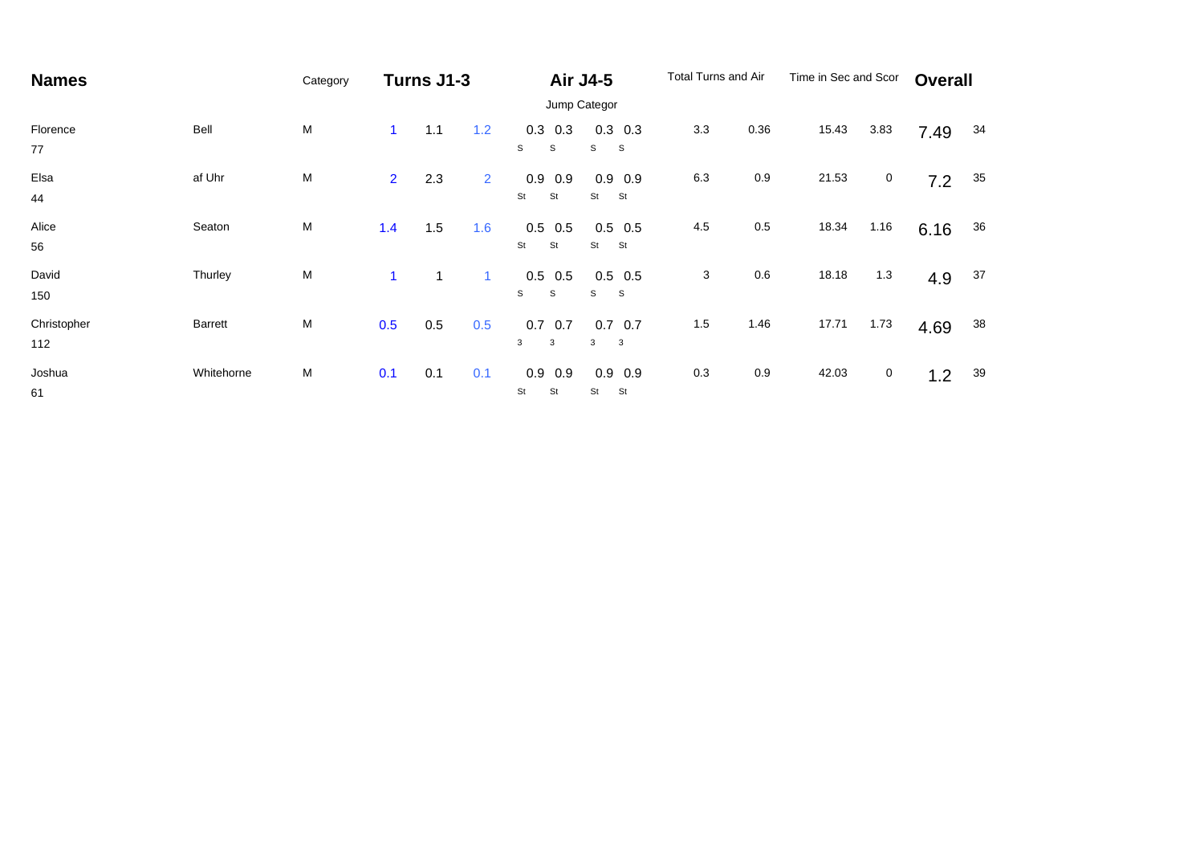| Names | | Category | Turns J1-3 | | | Air J4-5 | | | | Total Turns and Air | | Time in Sec and Scor | | Overall | |
|---|---|---|---|---|---|---|---|---|---|---|---|---|---|---|---|
| | | | | | | Jump Categor | | | | | | | | | |
| Florence 77 | Bell | M | 1 | 1.1 | 1.2 | 0.3 S | 0.3 S | 0.3 S | 0.3 S | 3.3 | 0.36 | 15.43 | 3.83 | 7.49 | 34 |
| Elsa 44 | af Uhr | M | 2 | 2.3 | 2 | 0.9 St | 0.9 St | 0.9 St | 0.9 St | 6.3 | 0.9 | 21.53 | 0 | 7.2 | 35 |
| Alice 56 | Seaton | M | 1.4 | 1.5 | 1.6 | 0.5 St | 0.5 St | 0.5 St | 0.5 St | 4.5 | 0.5 | 18.34 | 1.16 | 6.16 | 36 |
| David 150 | Thurley | M | 1 | 1 | 1 | 0.5 S | 0.5 S | 0.5 S | 0.5 S | 3 | 0.6 | 18.18 | 1.3 | 4.9 | 37 |
| Christopher 112 | Barrett | M | 0.5 | 0.5 | 0.5 | 0.7 3 | 0.7 3 | 0.7 3 | 0.7 3 | 1.5 | 1.46 | 17.71 | 1.73 | 4.69 | 38 |
| Joshua 61 | Whitehorne | M | 0.1 | 0.1 | 0.1 | 0.9 St | 0.9 St | 0.9 St | 0.9 St | 0.3 | 0.9 | 42.03 | 0 | 1.2 | 39 |